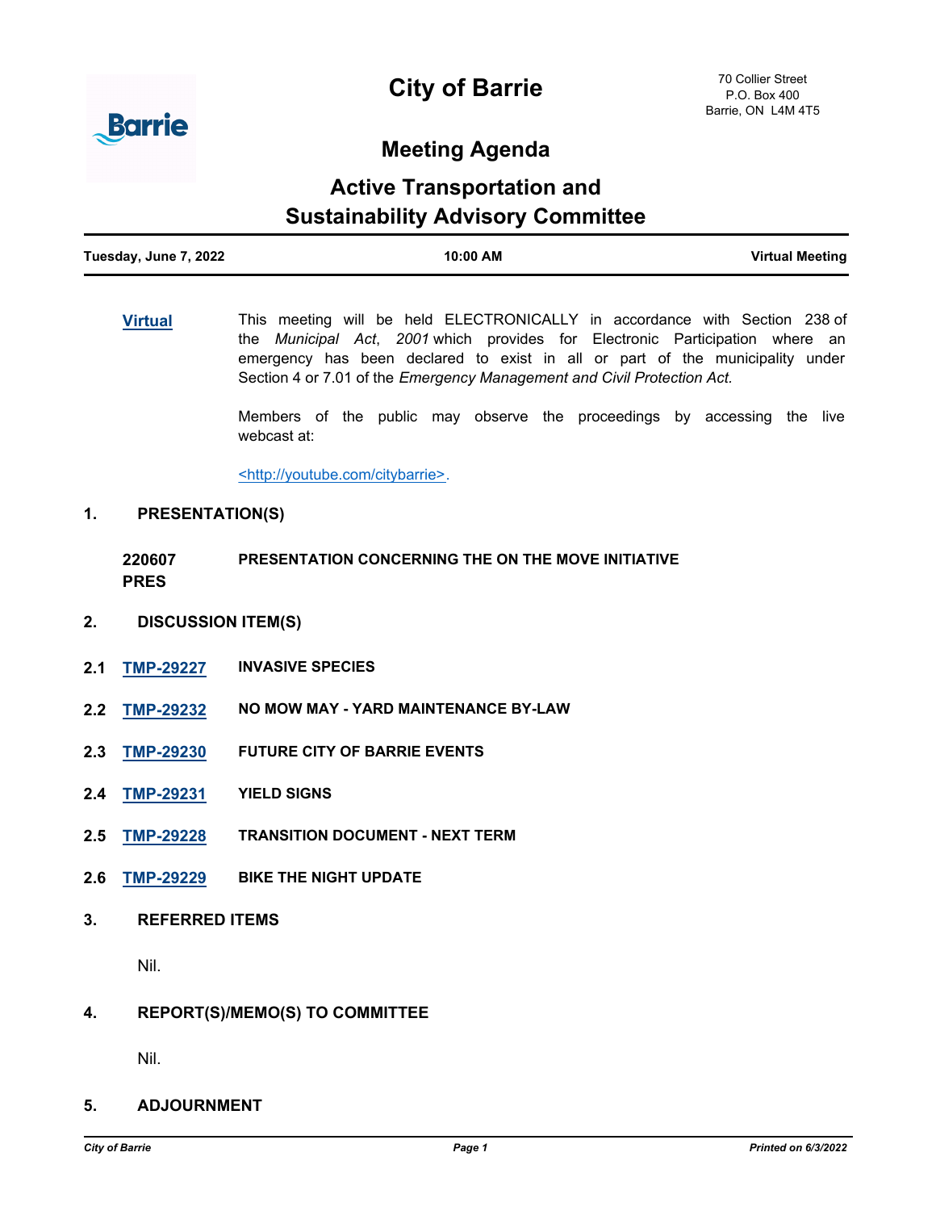# City of Barrie

70 Collier Street
P.O. Box 400
Barrie, ON L4M 4T5

## Meeting Agenda

## Active Transportation and Sustainability Advisory Committee

**Tuesday, June 7, 2022** | **10:00 AM** | **Virtual Meeting**

**Virtual**

This meeting will be held ELECTRONICALLY in accordance with Section 238 of the *Municipal Act, 2001* which provides for Electronic Participation where an emergency has been declared to exist in all or part of the municipality under Section 4 or 7.01 of the *Emergency Management and Civil Protection Act*.

Members of the public may observe the proceedings by accessing the live webcast at:

<http://youtube.com/citybarrie>.

### 1. PRESENTATION(S)

**220607 PRES** **PRESENTATION CONCERNING THE ON THE MOVE INITIATIVE**

### 2. DISCUSSION ITEM(S)

**2.1 TMP-29227 INVASIVE SPECIES**

**2.2 TMP-29232 NO MOW MAY - YARD MAINTENANCE BY-LAW**

**2.3 TMP-29230 FUTURE CITY OF BARRIE EVENTS**

**2.4 TMP-29231 YIELD SIGNS**

**2.5 TMP-29228 TRANSITION DOCUMENT - NEXT TERM**

**2.6 TMP-29229 BIKE THE NIGHT UPDATE**

### 3. REFERRED ITEMS

Nil.

### 4. REPORT(S)/MEMO(S) TO COMMITTEE

Nil.

### 5. ADJOURNMENT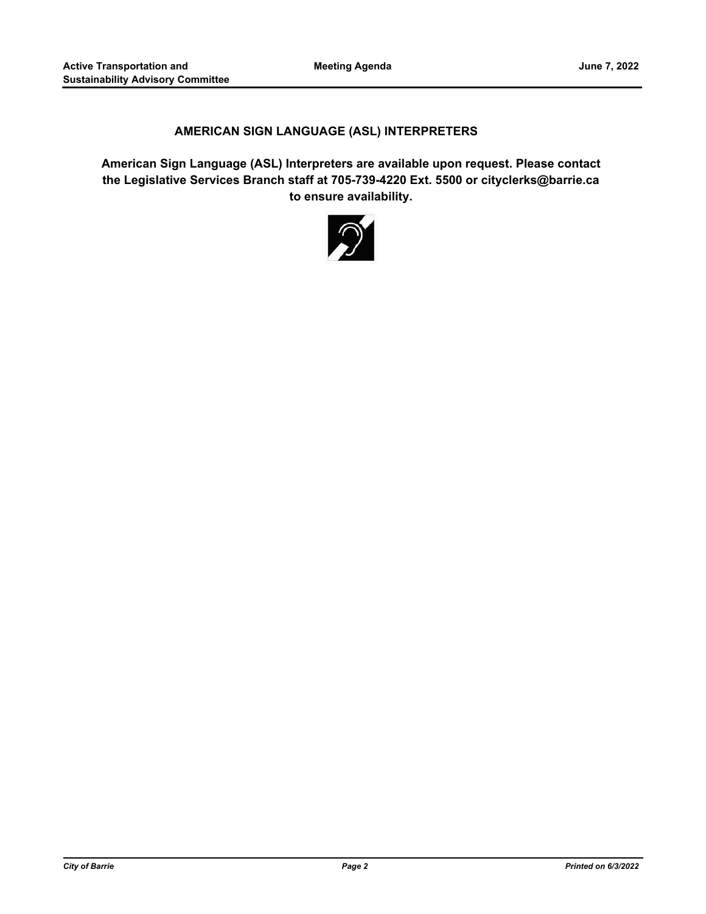## AMERICAN SIGN LANGUAGE (ASL) INTERPRETERS

**American Sign Language (ASL) Interpreters are available upon request. Please contact the Legislative Services Branch staff at 705-739-4220 Ext. 5500 or cityclerks@barrie.ca to ensure availability.**